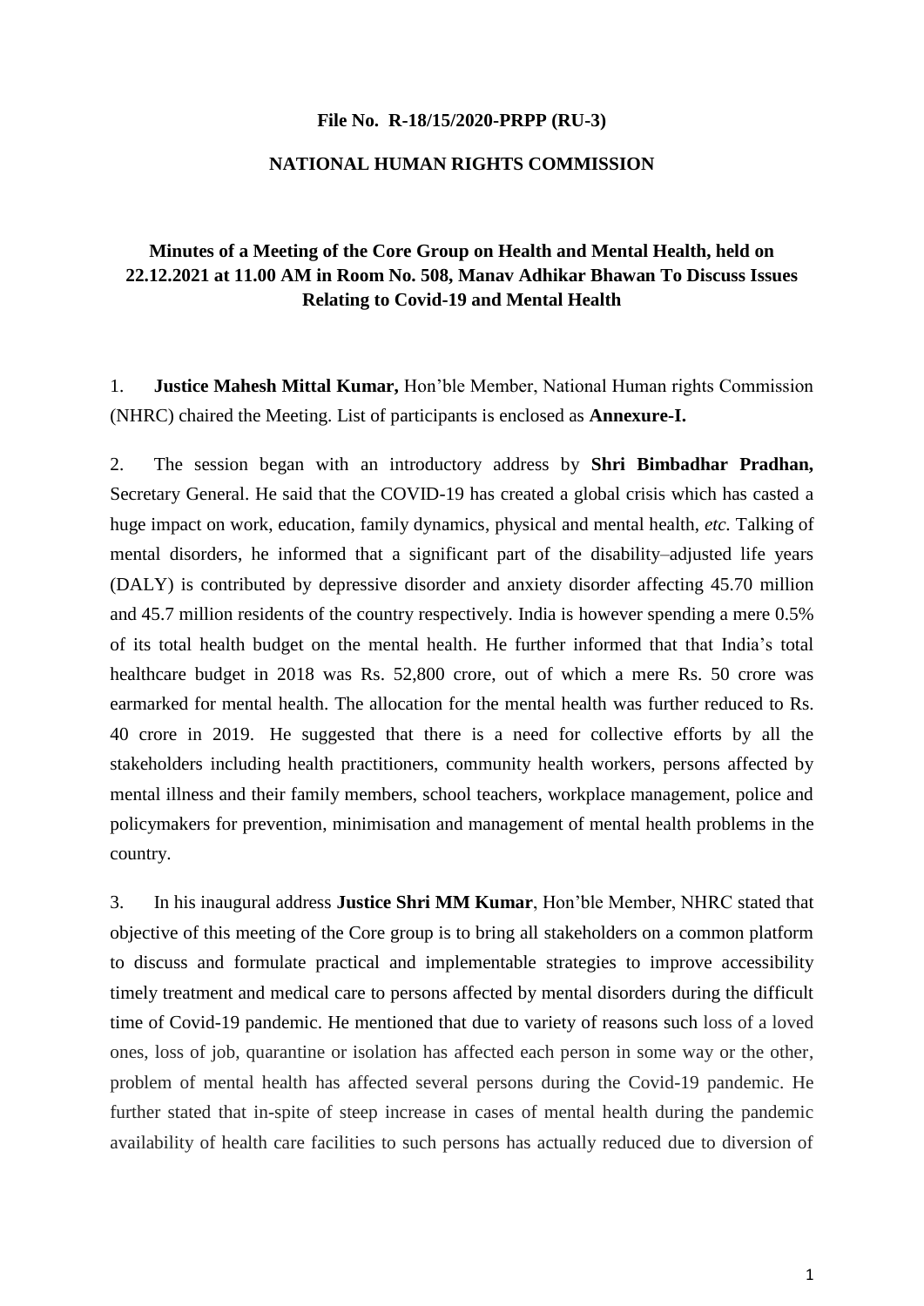**File No. R-18/15/2020-PRPP (RU-3)**

**NATIONAL HUMAN RIGHTS COMMISSION**

**Minutes of a Meeting of the Core Group on Health and Mental Health, held on 22.12.2021 at 11.00 AM in Room No. 508, Manav Adhikar Bhawan To Discuss Issues Relating to Covid-19 and Mental Health**

1. **Justice Mahesh Mittal Kumar,** Hon'ble Member, National Human rights Commission (NHRC) chaired the Meeting. List of participants is enclosed as **Annexure-I.**

2. The session began with an introductory address by **Shri Bimbadhar Pradhan,** Secretary General. He said that the COVID-19 has created a global crisis which has casted a huge impact on work, education, family dynamics, physical and mental health, *etc.* Talking of mental disorders, he informed that a significant part of the disability–adjusted life years (DALY) is contributed by depressive disorder and anxiety disorder affecting 45.70 million and 45.7 million residents of the country respectively. India is however spending a mere 0.5% of its total health budget on the mental health. He further informed that that India's total healthcare budget in 2018 was Rs. 52,800 crore, out of which a mere Rs. 50 crore was earmarked for mental health. The allocation for the mental health was further reduced to Rs. 40 crore in 2019. He suggested that there is a need for collective efforts by all the stakeholders including health practitioners, community health workers, persons affected by mental illness and their family members, school teachers, workplace management, police and policymakers for prevention, minimisation and management of mental health problems in the country.

3. In his inaugural address **Justice Shri MM Kumar**, Hon'ble Member, NHRC stated that objective of this meeting of the Core group is to bring all stakeholders on a common platform to discuss and formulate practical and implementable strategies to improve accessibility timely treatment and medical care to persons affected by mental disorders during the difficult time of Covid-19 pandemic. He mentioned that due to variety of reasons such loss of a loved ones, loss of job, quarantine or isolation has affected each person in some way or the other, problem of mental health has affected several persons during the Covid-19 pandemic. He further stated that in-spite of steep increase in cases of mental health during the pandemic availability of health care facilities to such persons has actually reduced due to diversion of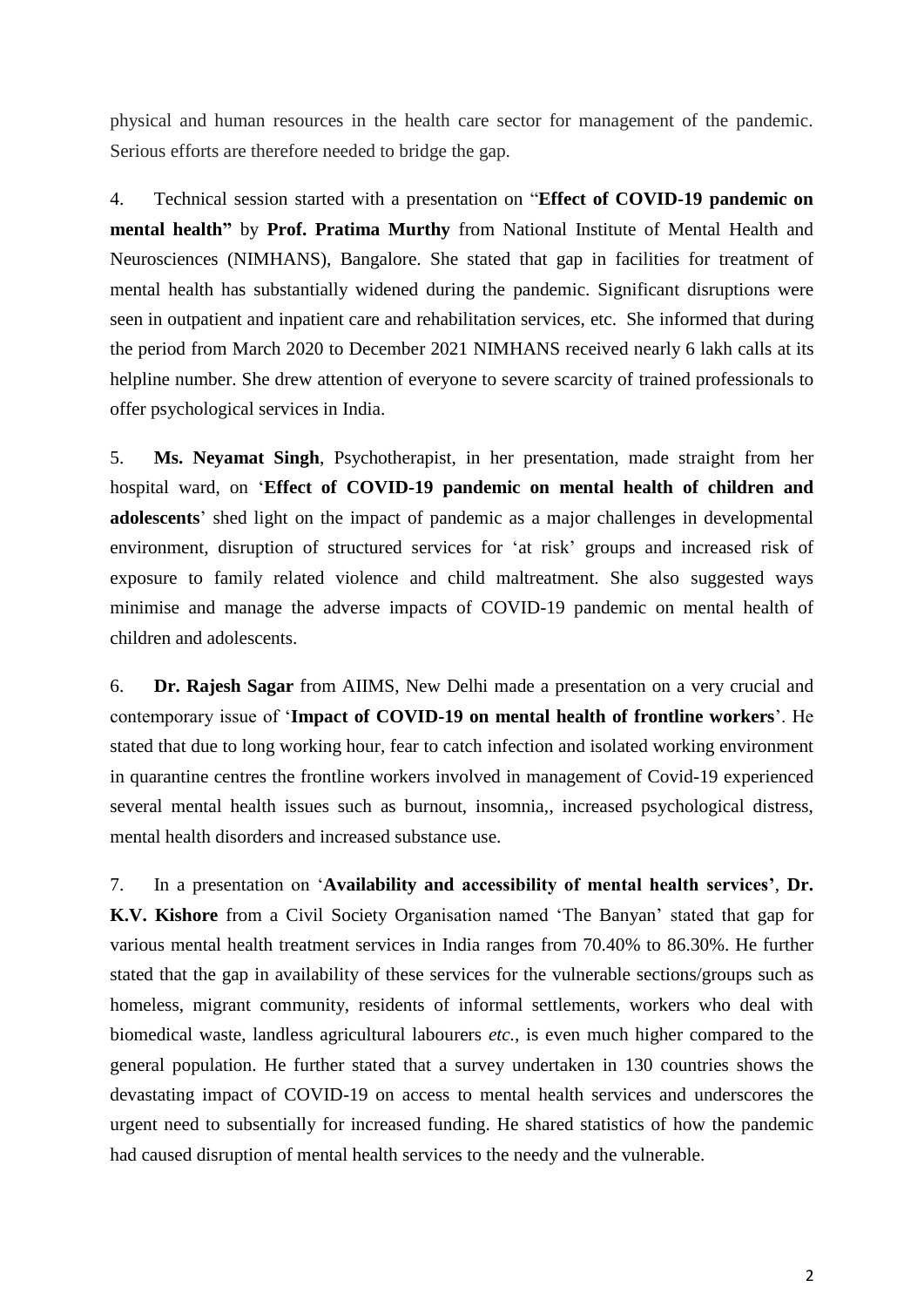physical and human resources in the health care sector for management of the pandemic. Serious efforts are therefore needed to bridge the gap.

4. Technical session started with a presentation on "**Effect of COVID-19 pandemic on mental health"** by **Prof. Pratima Murthy** from National Institute of Mental Health and Neurosciences (NIMHANS), Bangalore. She stated that gap in facilities for treatment of mental health has substantially widened during the pandemic. Significant disruptions were seen in outpatient and inpatient care and rehabilitation services, etc. She informed that during the period from March 2020 to December 2021 NIMHANS received nearly 6 lakh calls at its helpline number. She drew attention of everyone to severe scarcity of trained professionals to offer psychological services in India.

5. **Ms. Neyamat Singh**, Psychotherapist, in her presentation, made straight from her hospital ward, on '**Effect of COVID-19 pandemic on mental health of children and adolescents**' shed light on the impact of pandemic as a major challenges in developmental environment, disruption of structured services for 'at risk' groups and increased risk of exposure to family related violence and child maltreatment. She also suggested ways minimise and manage the adverse impacts of COVID-19 pandemic on mental health of children and adolescents.

6. **Dr. Rajesh Sagar** from AIIMS, New Delhi made a presentation on a very crucial and contemporary issue of '**Impact of COVID-19 on mental health of frontline workers**'. He stated that due to long working hour, fear to catch infection and isolated working environment in quarantine centres the frontline workers involved in management of Covid-19 experienced several mental health issues such as burnout, insomnia,, increased psychological distress, mental health disorders and increased substance use.

7. In a presentation on '**Availability and accessibility of mental health services'**, **Dr. K.V. Kishore** from a Civil Society Organisation named 'The Banyan' stated that gap for various mental health treatment services in India ranges from 70.40% to 86.30%. He further stated that the gap in availability of these services for the vulnerable sections/groups such as homeless, migrant community, residents of informal settlements, workers who deal with biomedical waste, landless agricultural labourers *etc.*, is even much higher compared to the general population. He further stated that a survey undertaken in 130 countries shows the devastating impact of COVID-19 on access to mental health services and underscores the urgent need to subsentially for increased funding. He shared statistics of how the pandemic had caused disruption of mental health services to the needy and the vulnerable.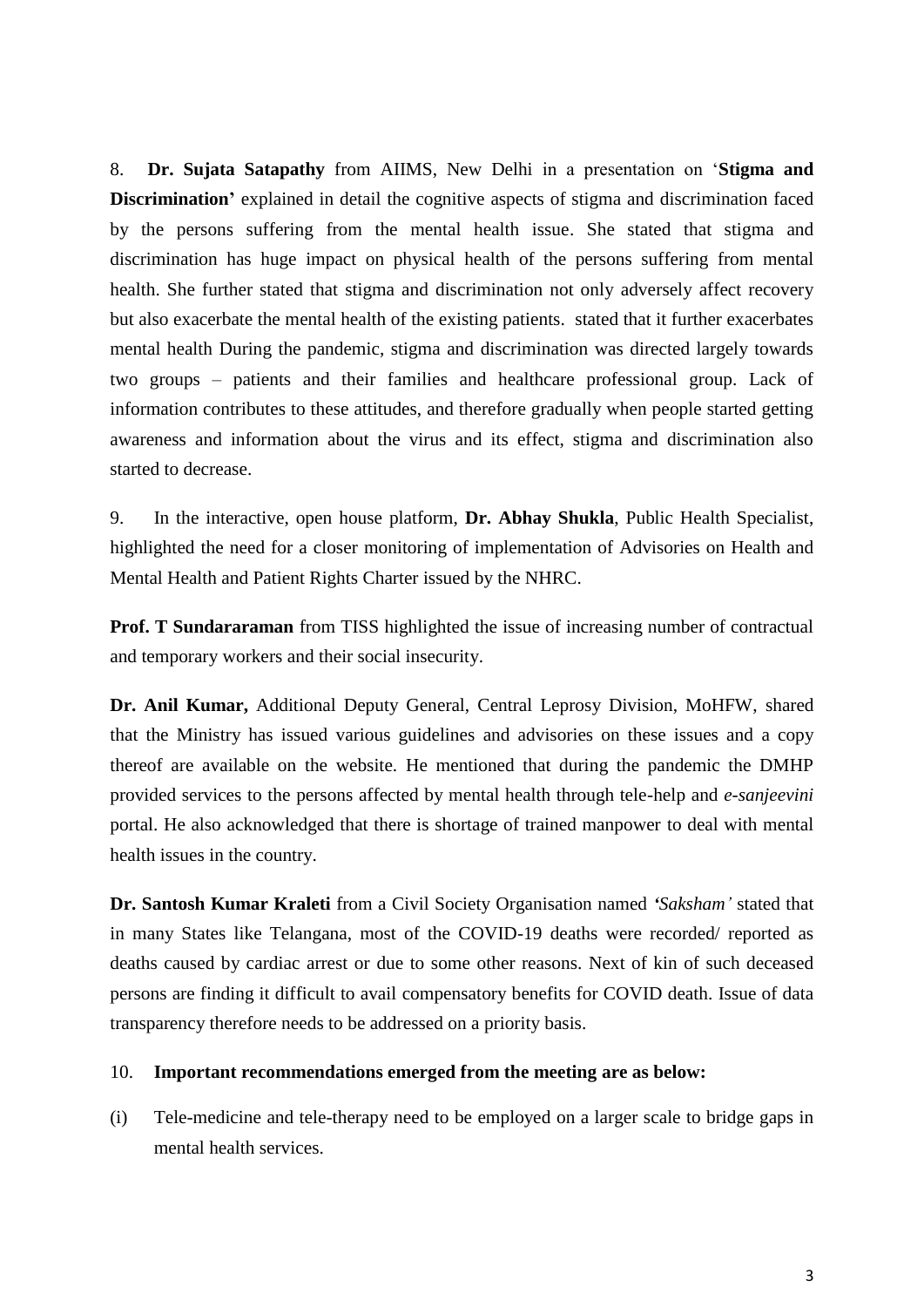8. **Dr. Sujata Satapathy** from AIIMS, New Delhi in a presentation on '**Stigma and Discrimination'** explained in detail the cognitive aspects of stigma and discrimination faced by the persons suffering from the mental health issue. She stated that stigma and discrimination has huge impact on physical health of the persons suffering from mental health. She further stated that stigma and discrimination not only adversely affect recovery but also exacerbate the mental health of the existing patients. stated that it further exacerbates mental health During the pandemic, stigma and discrimination was directed largely towards two groups – patients and their families and healthcare professional group. Lack of information contributes to these attitudes, and therefore gradually when people started getting awareness and information about the virus and its effect, stigma and discrimination also started to decrease.

9. In the interactive, open house platform, **Dr. Abhay Shukla**, Public Health Specialist, highlighted the need for a closer monitoring of implementation of Advisories on Health and Mental Health and Patient Rights Charter issued by the NHRC.

**Prof. T Sundararaman** from TISS highlighted the issue of increasing number of contractual and temporary workers and their social insecurity.

**Dr. Anil Kumar,** Additional Deputy General, Central Leprosy Division, MoHFW, shared that the Ministry has issued various guidelines and advisories on these issues and a copy thereof are available on the website. He mentioned that during the pandemic the DMHP provided services to the persons affected by mental health through tele-help and *e-sanjeevini* portal. He also acknowledged that there is shortage of trained manpower to deal with mental health issues in the country.

**Dr. Santosh Kumar Kraleti** from a Civil Society Organisation named *'Saksham'* stated that in many States like Telangana, most of the COVID-19 deaths were recorded/ reported as deaths caused by cardiac arrest or due to some other reasons. Next of kin of such deceased persons are finding it difficult to avail compensatory benefits for COVID death. Issue of data transparency therefore needs to be addressed on a priority basis.

10. **Important recommendations emerged from the meeting are as below:**

(i) Tele-medicine and tele-therapy need to be employed on a larger scale to bridge gaps in mental health services.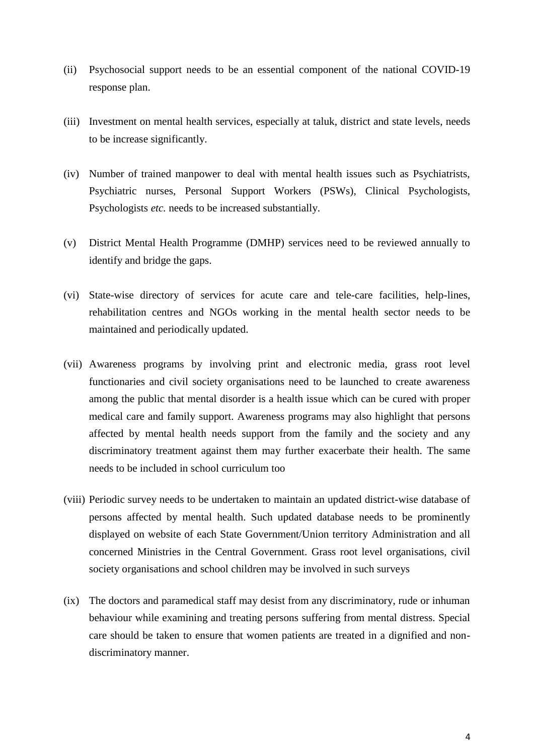(ii) Psychosocial support needs to be an essential component of the national COVID-19 response plan.

(iii) Investment on mental health services, especially at taluk, district and state levels, needs to be increase significantly.

(iv) Number of trained manpower to deal with mental health issues such as Psychiatrists, Psychiatric nurses, Personal Support Workers (PSWs), Clinical Psychologists, Psychologists *etc.* needs to be increased substantially.

(v) District Mental Health Programme (DMHP) services need to be reviewed annually to identify and bridge the gaps.

(vi) State-wise directory of services for acute care and tele-care facilities, help-lines, rehabilitation centres and NGOs working in the mental health sector needs to be maintained and periodically updated.

(vii) Awareness programs by involving print and electronic media, grass root level functionaries and civil society organisations need to be launched to create awareness among the public that mental disorder is a health issue which can be cured with proper medical care and family support. Awareness programs may also highlight that persons affected by mental health needs support from the family and the society and any discriminatory treatment against them may further exacerbate their health. The same needs to be included in school curriculum too

(viii) Periodic survey needs to be undertaken to maintain an updated district-wise database of persons affected by mental health. Such updated database needs to be prominently displayed on website of each State Government/Union territory Administration and all concerned Ministries in the Central Government. Grass root level organisations, civil society organisations and school children may be involved in such surveys

(ix) The doctors and paramedical staff may desist from any discriminatory, rude or inhuman behaviour while examining and treating persons suffering from mental distress. Special care should be taken to ensure that women patients are treated in a dignified and non-discriminatory manner.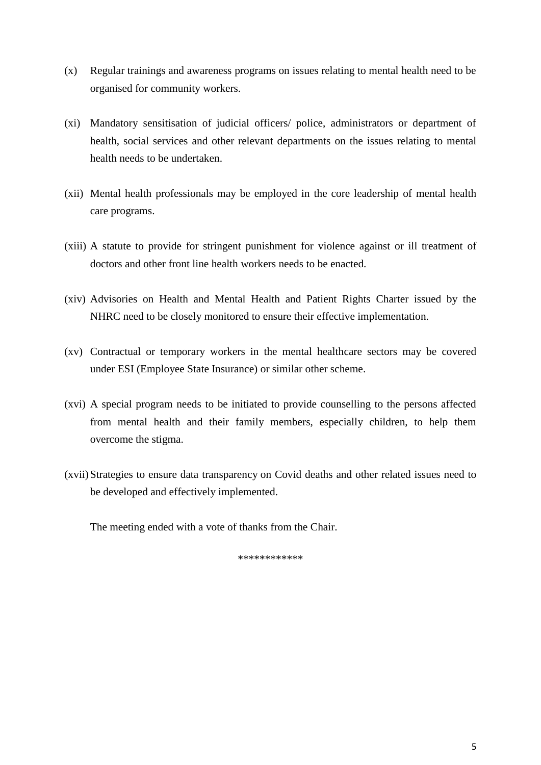(x) Regular trainings and awareness programs on issues relating to mental health need to be organised for community workers.

(xi) Mandatory sensitisation of judicial officers/ police, administrators or department of health, social services and other relevant departments on the issues relating to mental health needs to be undertaken.

(xii) Mental health professionals may be employed in the core leadership of mental health care programs.

(xiii) A statute to provide for stringent punishment for violence against or ill treatment of doctors and other front line health workers needs to be enacted.

(xiv) Advisories on Health and Mental Health and Patient Rights Charter issued by the NHRC need to be closely monitored to ensure their effective implementation.

(xv) Contractual or temporary workers in the mental healthcare sectors may be covered under ESI (Employee State Insurance) or similar other scheme.

(xvi) A special program needs to be initiated to provide counselling to the persons affected from mental health and their family members, especially children, to help them overcome the stigma.

(xvii) Strategies to ensure data transparency on Covid deaths and other related issues need to be developed and effectively implemented.

The meeting ended with a vote of thanks from the Chair.

************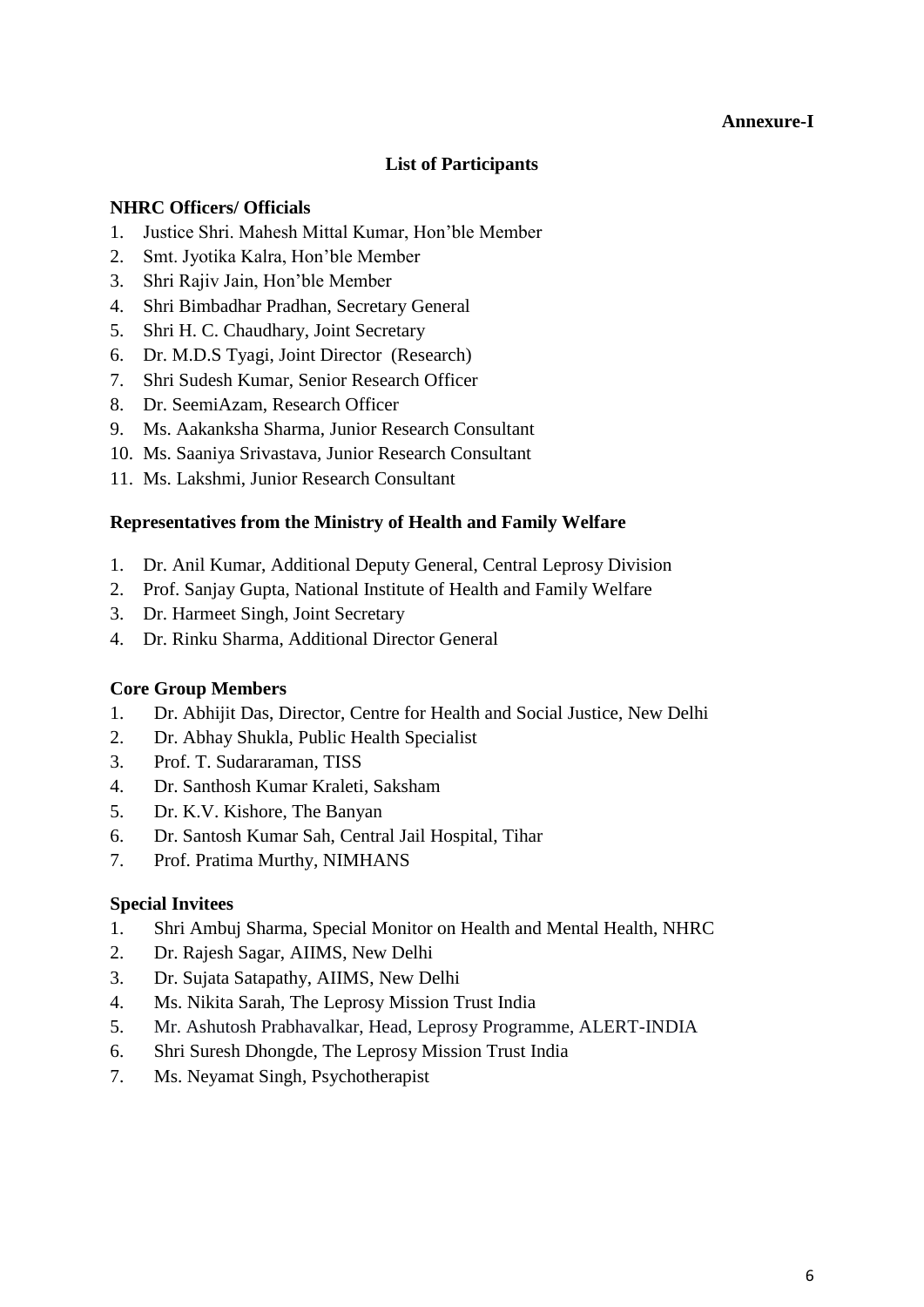**Annexure-I**

## List of Participants

### NHRC Officers/ Officials

1. Justice Shri. Mahesh Mittal Kumar, Hon'ble Member
2. Smt. Jyotika Kalra, Hon'ble Member
3. Shri Rajiv Jain, Hon'ble Member
4. Shri Bimbadhar Pradhan, Secretary General
5. Shri H. C. Chaudhary, Joint Secretary
6. Dr. M.D.S Tyagi, Joint Director (Research)
7. Shri Sudesh Kumar, Senior Research Officer
8. Dr. SeemiAzam, Research Officer
9. Ms. Aakanksha Sharma, Junior Research Consultant
10. Ms. Saaniya Srivastava, Junior Research Consultant
11. Ms. Lakshmi, Junior Research Consultant

### Representatives from the Ministry of Health and Family Welfare

1. Dr. Anil Kumar, Additional Deputy General, Central Leprosy Division
2. Prof. Sanjay Gupta, National Institute of Health and Family Welfare
3. Dr. Harmeet Singh, Joint Secretary
4. Dr. Rinku Sharma, Additional Director General

### Core Group Members

1. Dr. Abhijit Das, Director, Centre for Health and Social Justice, New Delhi
2. Dr. Abhay Shukla, Public Health Specialist
3. Prof. T. Sudararaman, TISS
4. Dr. Santhosh Kumar Kraleti, Saksham
5. Dr. K.V. Kishore, The Banyan
6. Dr. Santosh Kumar Sah, Central Jail Hospital, Tihar
7. Prof. Pratima Murthy, NIMHANS

### Special Invitees

1. Shri Ambuj Sharma, Special Monitor on Health and Mental Health, NHRC
2. Dr. Rajesh Sagar, AIIMS, New Delhi
3. Dr. Sujata Satapathy, AIIMS, New Delhi
4. Ms. Nikita Sarah, The Leprosy Mission Trust India
5. Mr. Ashutosh Prabhavalkar, Head, Leprosy Programme, ALERT-INDIA
6. Shri Suresh Dhongde, The Leprosy Mission Trust India
7. Ms. Neyamat Singh, Psychotherapist